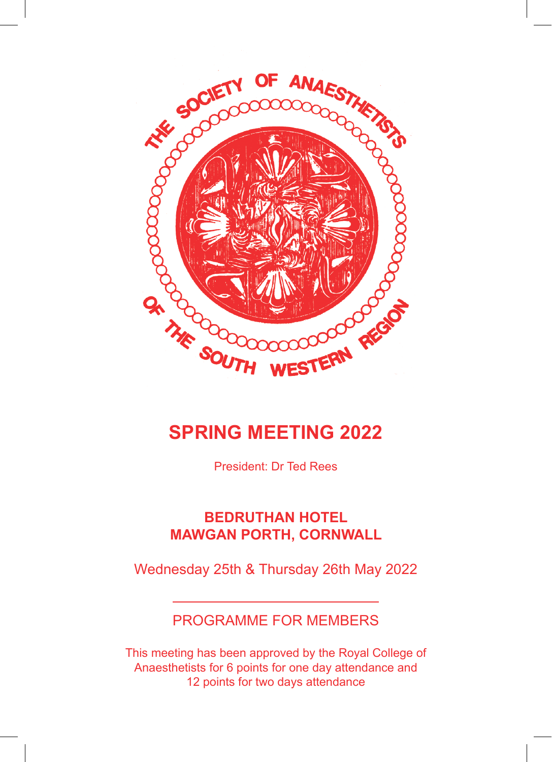THE SOCIETY OF ANAESTHETISTS OF THE SOUTH WESTERN REGION

# SPRING MEETING 2022

President: Dr Ted Rees

## BEDRUTHAN HOTEL
## MAWGAN PORTH, CORNWALL

Wednesday 25th & Thursday 26th May 2022

---

PROGRAMME FOR MEMBERS

This meeting has been approved by the Royal College of Anaesthetists for 6 points for one day attendance and 12 points for two days attendance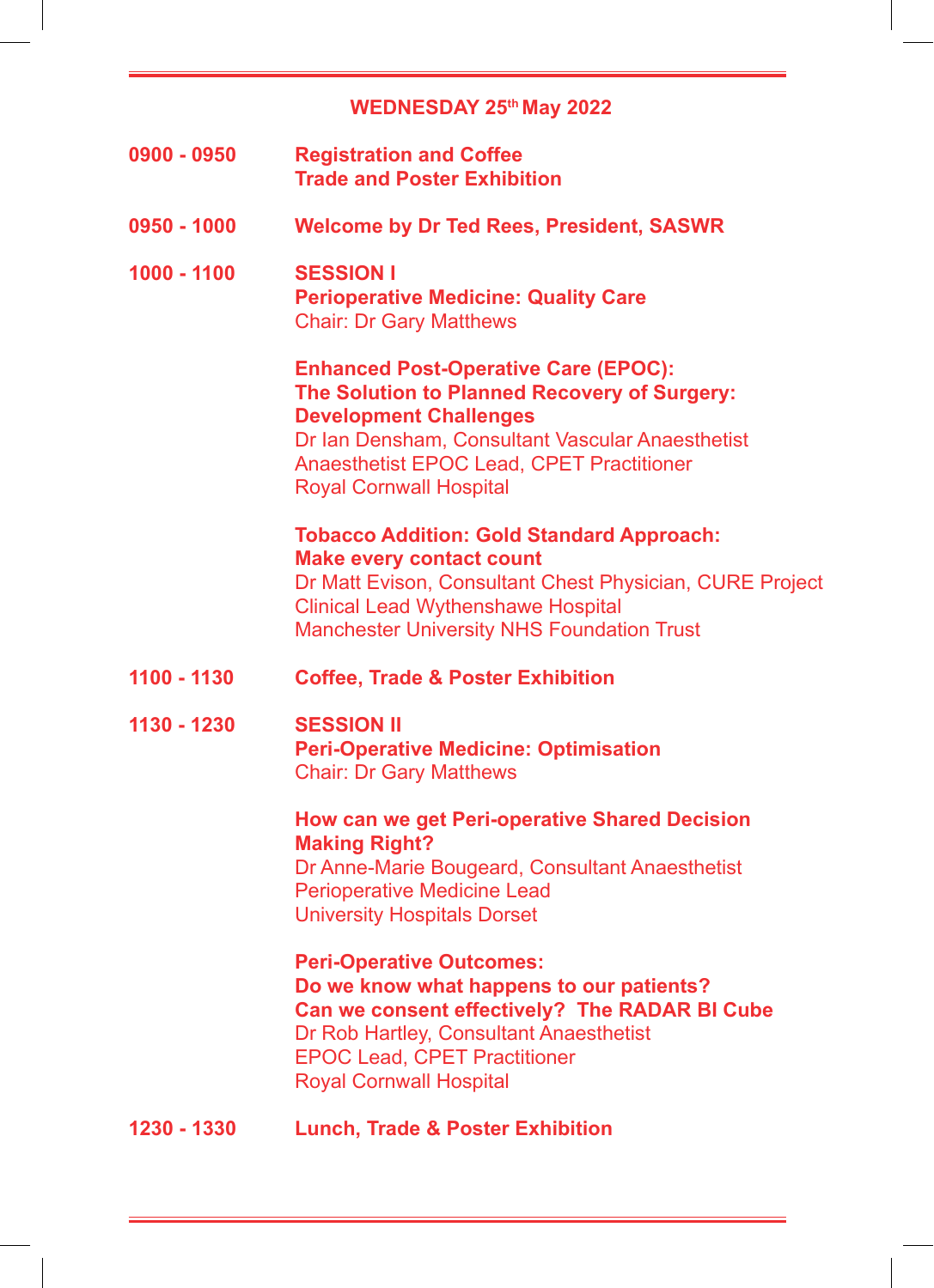## WEDNESDAY 25th May 2022

**0900 - 0950** **Registration and Coffee**
**Trade and Poster Exhibition**

**0950 - 1000** **Welcome by Dr Ted Rees, President, SASWR**

**1000 - 1100** **SESSION I**
**Perioperative Medicine: Quality Care**
Chair: Dr Gary Matthews

**Enhanced Post-Operative Care (EPOC):**
**The Solution to Planned Recovery of Surgery:**
**Development Challenges**
Dr Ian Densham, Consultant Vascular Anaesthetist
Anaesthetist EPOC Lead, CPET Practitioner
Royal Cornwall Hospital

**Tobacco Addition: Gold Standard Approach:**
**Make every contact count**
Dr Matt Evison, Consultant Chest Physician, CURE Project
Clinical Lead Wythenshawe Hospital
Manchester University NHS Foundation Trust

**1100 - 1130** **Coffee, Trade & Poster Exhibition**

**1130 - 1230** **SESSION II**
**Peri-Operative Medicine: Optimisation**
Chair: Dr Gary Matthews

**How can we get Peri-operative Shared Decision Making Right?**
Dr Anne-Marie Bougeard, Consultant Anaesthetist
Perioperative Medicine Lead
University Hospitals Dorset

**Peri-Operative Outcomes:**
**Do we know what happens to our patients?**
**Can we consent effectively? The RADAR BI Cube**
Dr Rob Hartley, Consultant Anaesthetist
EPOC Lead, CPET Practitioner
Royal Cornwall Hospital

**1230 - 1330** **Lunch, Trade & Poster Exhibition**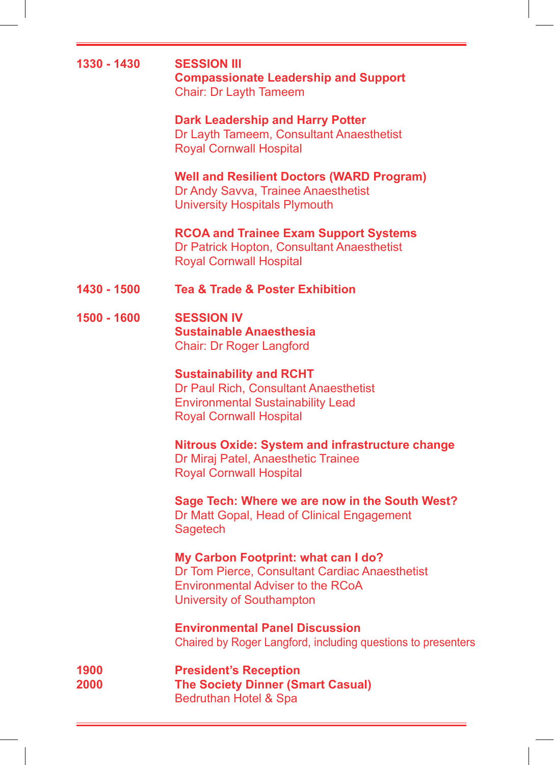**1330 - 1430** **SESSION III**
**Compassionate Leadership and Support**
Chair: Dr Layth Tameem

**Dark Leadership and Harry Potter**
Dr Layth Tameem, Consultant Anaesthetist
Royal Cornwall Hospital

**Well and Resilient Doctors (WARD Program)**
Dr Andy Savva, Trainee Anaesthetist
University Hospitals Plymouth

**RCOA and Trainee Exam Support Systems**
Dr Patrick Hopton, Consultant Anaesthetist
Royal Cornwall Hospital

**1430 - 1500** **Tea & Trade & Poster Exhibition**

**1500 - 1600** **SESSION IV**
**Sustainable Anaesthesia**
Chair: Dr Roger Langford

**Sustainability and RCHT**
Dr Paul Rich, Consultant Anaesthetist
Environmental Sustainability Lead
Royal Cornwall Hospital

**Nitrous Oxide: System and infrastructure change**
Dr Miraj Patel, Anaesthetic Trainee
Royal Cornwall Hospital

**Sage Tech: Where we are now in the South West?**
Dr Matt Gopal, Head of Clinical Engagement
Sagetech

**My Carbon Footprint: what can I do?**
Dr Tom Pierce, Consultant Cardiac Anaesthetist
Environmental Adviser to the RCoA
University of Southampton

**Environmental Panel Discussion**
Chaired by Roger Langford, including questions to presenters

**1900** **President's Reception**
**2000** **The Society Dinner (Smart Casual)**
Bedruthan Hotel & Spa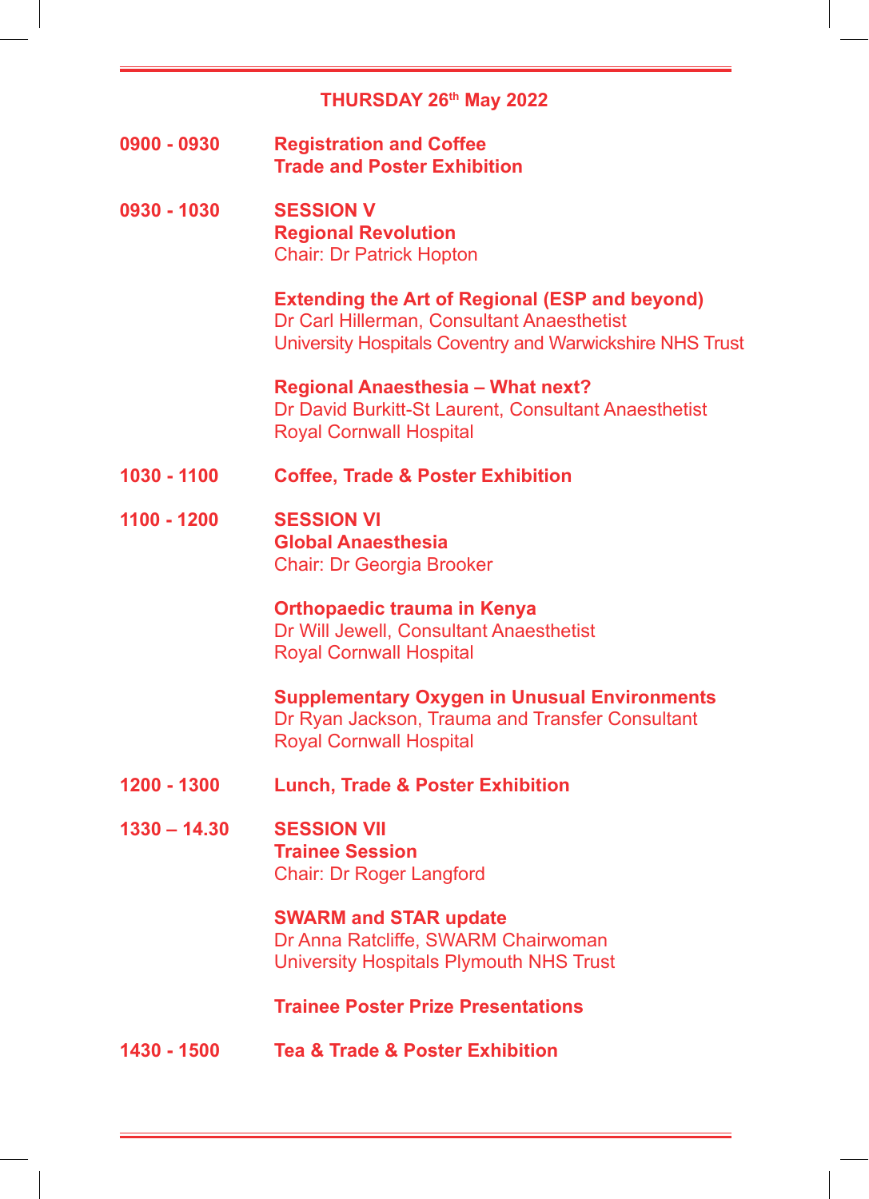## THURSDAY 26th May 2022

**0900 - 0930** **Registration and Coffee**
**Trade and Poster Exhibition**

**0930 - 1030** **SESSION V**
**Regional Revolution**
Chair: Dr Patrick Hopton

**Extending the Art of Regional (ESP and beyond)**
Dr Carl Hillerman, Consultant Anaesthetist
University Hospitals Coventry and Warwickshire NHS Trust

**Regional Anaesthesia – What next?**
Dr David Burkitt-St Laurent, Consultant Anaesthetist
Royal Cornwall Hospital

**1030 - 1100** **Coffee, Trade & Poster Exhibition**

**1100 - 1200** **SESSION VI**
**Global Anaesthesia**
Chair: Dr Georgia Brooker

**Orthopaedic trauma in Kenya**
Dr Will Jewell, Consultant Anaesthetist
Royal Cornwall Hospital

**Supplementary Oxygen in Unusual Environments**
Dr Ryan Jackson, Trauma and Transfer Consultant
Royal Cornwall Hospital

**1200 - 1300** **Lunch, Trade & Poster Exhibition**

**1330 – 14.30** **SESSION VII**
**Trainee Session**
Chair: Dr Roger Langford

**SWARM and STAR update**
Dr Anna Ratcliffe, SWARM Chairwoman
University Hospitals Plymouth NHS Trust

**Trainee Poster Prize Presentations**

**1430 - 1500** **Tea & Trade & Poster Exhibition**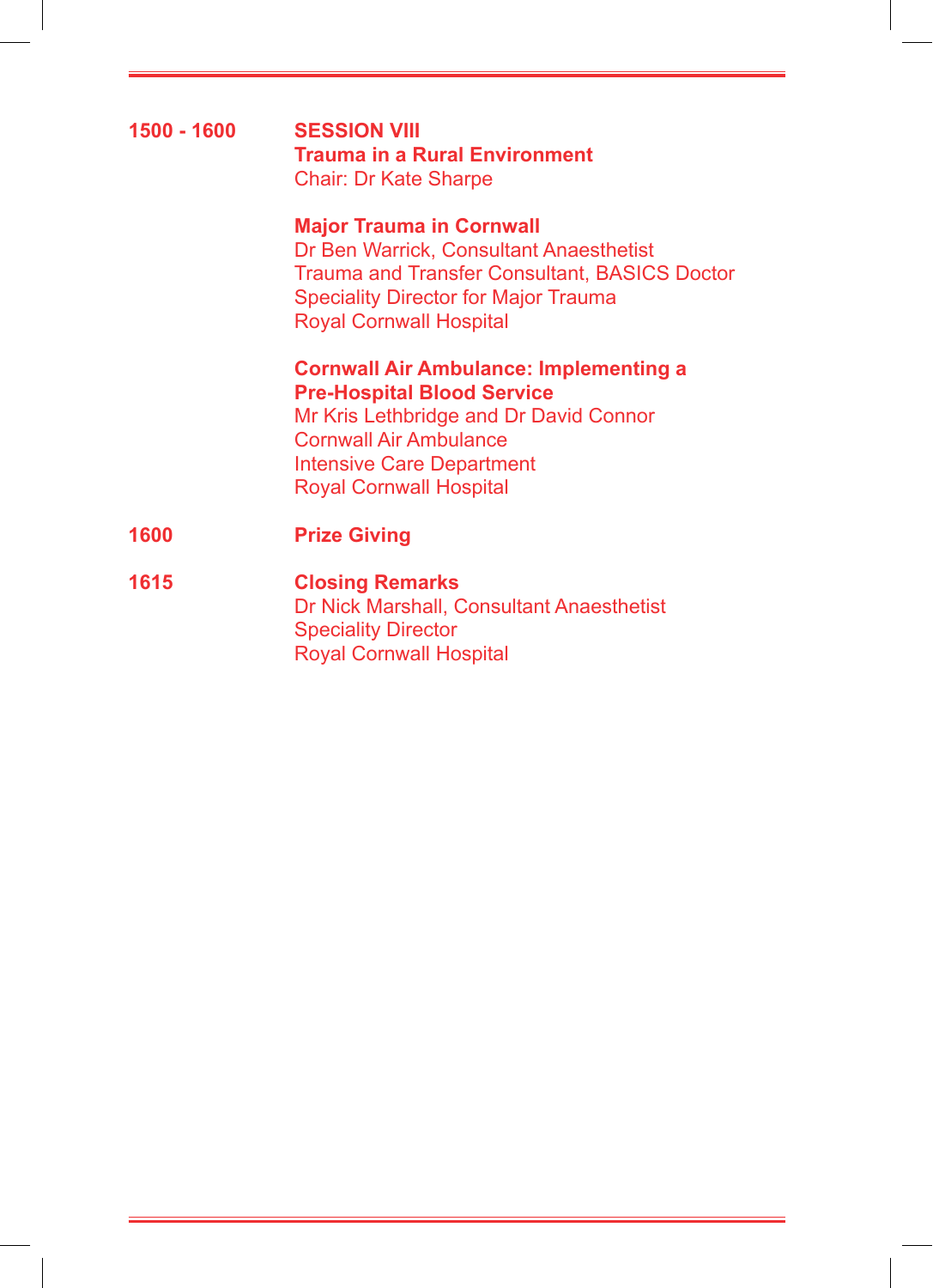**1500 - 1600** **SESSION VIII**
**Trauma in a Rural Environment**
Chair: Dr Kate Sharpe

**Major Trauma in Cornwall**
Dr Ben Warrick, Consultant Anaesthetist
Trauma and Transfer Consultant, BASICS Doctor
Speciality Director for Major Trauma
Royal Cornwall Hospital

**Cornwall Air Ambulance: Implementing a Pre-Hospital Blood Service**
Mr Kris Lethbridge and Dr David Connor
Cornwall Air Ambulance
Intensive Care Department
Royal Cornwall Hospital

**1600** **Prize Giving**

**1615** **Closing Remarks**
Dr Nick Marshall, Consultant Anaesthetist
Speciality Director
Royal Cornwall Hospital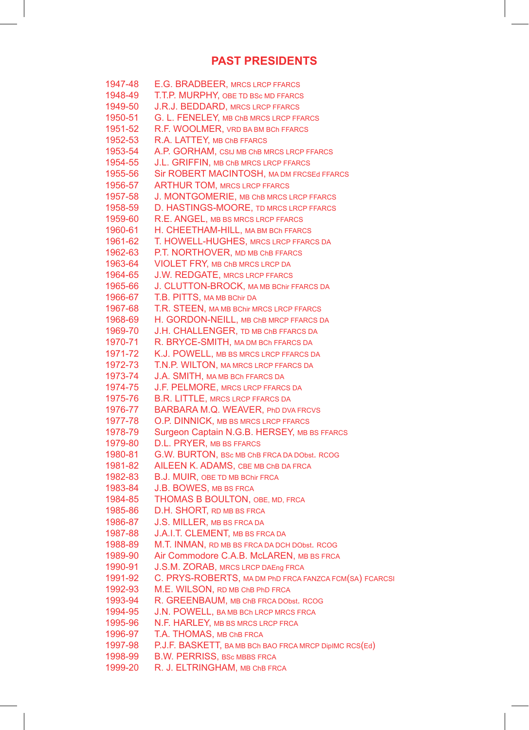## PAST PRESIDENTS

| | |
|---|---|
| 1947-48 | E.G. BRADBEER, MRCS LRCP FFARCS |
| 1948-49 | T.T.P. MURPHY, OBE TD BSc MD FFARCS |
| 1949-50 | J.R.J. BEDDARD, MRCS LRCP FFARCS |
| 1950-51 | G. L. FENELEY, MB ChB MRCS LRCP FFARCS |
| 1951-52 | R.F. WOOLMER, VRD BA BM BCh FFARCS |
| 1952-53 | R.A. LATTEY, MB ChB FFARCS |
| 1953-54 | A.P. GORHAM, CStJ MB ChB MRCS LRCP FFARCS |
| 1954-55 | J.L. GRIFFIN, MB ChB MRCS LRCP FFARCS |
| 1955-56 | Sir ROBERT MACINTOSH, MA DM FRCSEd FFARCS |
| 1956-57 | ARTHUR TOM, MRCS LRCP FFARCS |
| 1957-58 | J. MONTGOMERIE, MB ChB MRCS LRCP FFARCS |
| 1958-59 | D. HASTINGS-MOORE, TD MRCS LRCP FFARCS |
| 1959-60 | R.E. ANGEL, MB BS MRCS LRCP FFARCS |
| 1960-61 | H. CHEETHAM-HILL, MA BM BCh FFARCS |
| 1961-62 | T. HOWELL-HUGHES, MRCS LRCP FFARCS DA |
| 1962-63 | P.T. NORTHOVER, MD MB ChB FFARCS |
| 1963-64 | VIOLET FRY, MB ChB MRCS LRCP DA |
| 1964-65 | J.W. REDGATE, MRCS LRCP FFARCS |
| 1965-66 | J. CLUTTON-BROCK, MA MB BChir FFARCS DA |
| 1966-67 | T.B. PITTS, MA MB BChir DA |
| 1967-68 | T.R. STEEN, MA MB BChir MRCS LRCP FFARCS |
| 1968-69 | H. GORDON-NEILL, MB ChB MRCP FFARCS DA |
| 1969-70 | J.H. CHALLENGER, TD MB ChB FFARCS DA |
| 1970-71 | R. BRYCE-SMITH, MA DM BCh FFARCS DA |
| 1971-72 | K.J. POWELL, MB BS MRCS LRCP FFARCS DA |
| 1972-73 | T.N.P. WILTON, MA MRCS LRCP FFARCS DA |
| 1973-74 | J.A. SMITH, MA MB BCh FFARCS DA |
| 1974-75 | J.F. PELMORE, MRCS LRCP FFARCS DA |
| 1975-76 | B.R. LITTLE, MRCS LRCP FFARCS DA |
| 1976-77 | BARBARA M.Q. WEAVER, PhD DVA FRCVS |
| 1977-78 | O.P. DINNICK, MB BS MRCS LRCP FFARCS |
| 1978-79 | Surgeon Captain N.G.B. HERSEY, MB BS FFARCS |
| 1979-80 | D.L. PRYER, MB BS FFARCS |
| 1980-81 | G.W. BURTON, BSc MB ChB FRCA DA DObst. RCOG |
| 1981-82 | AILEEN K. ADAMS, CBE MB ChB DA FRCA |
| 1982-83 | B.J. MUIR, OBE TD MB BChir FRCA |
| 1983-84 | J.B. BOWES, MB BS FRCA |
| 1984-85 | THOMAS B BOULTON, OBE, MD, FRCA |
| 1985-86 | D.H. SHORT, RD MB BS FRCA |
| 1986-87 | J.S. MILLER, MB BS FRCA DA |
| 1987-88 | J.A.I.T. CLEMENT, MB BS FRCA DA |
| 1988-89 | M.T. INMAN, RD MB BS FRCA DA DCH DObst. RCOG |
| 1989-90 | Air Commodore C.A.B. McLAREN, MB BS FRCA |
| 1990-91 | J.S.M. ZORAB, MRCS LRCP DAEng FRCA |
| 1991-92 | C. PRYS-ROBERTS, MA DM PhD FRCA FANZCA FCM(SA) FCARCSI |
| 1992-93 | M.E. WILSON, RD MB ChB PhD FRCA |
| 1993-94 | R. GREENBAUM, MB ChB FRCA DObst. RCOG |
| 1994-95 | J.N. POWELL, BA MB BCh LRCP MRCS FRCA |
| 1995-96 | N.F. HARLEY, MB BS MRCS LRCP FRCA |
| 1996-97 | T.A. THOMAS, MB ChB FRCA |
| 1997-98 | P.J.F. BASKETT, BA MB BCh BAO FRCA MRCP DipIMC RCS(Ed) |
| 1998-99 | B.W. PERRISS, BSc MBBS FRCA |
| 1999-20 | R. J. ELTRINGHAM, MB ChB FRCA |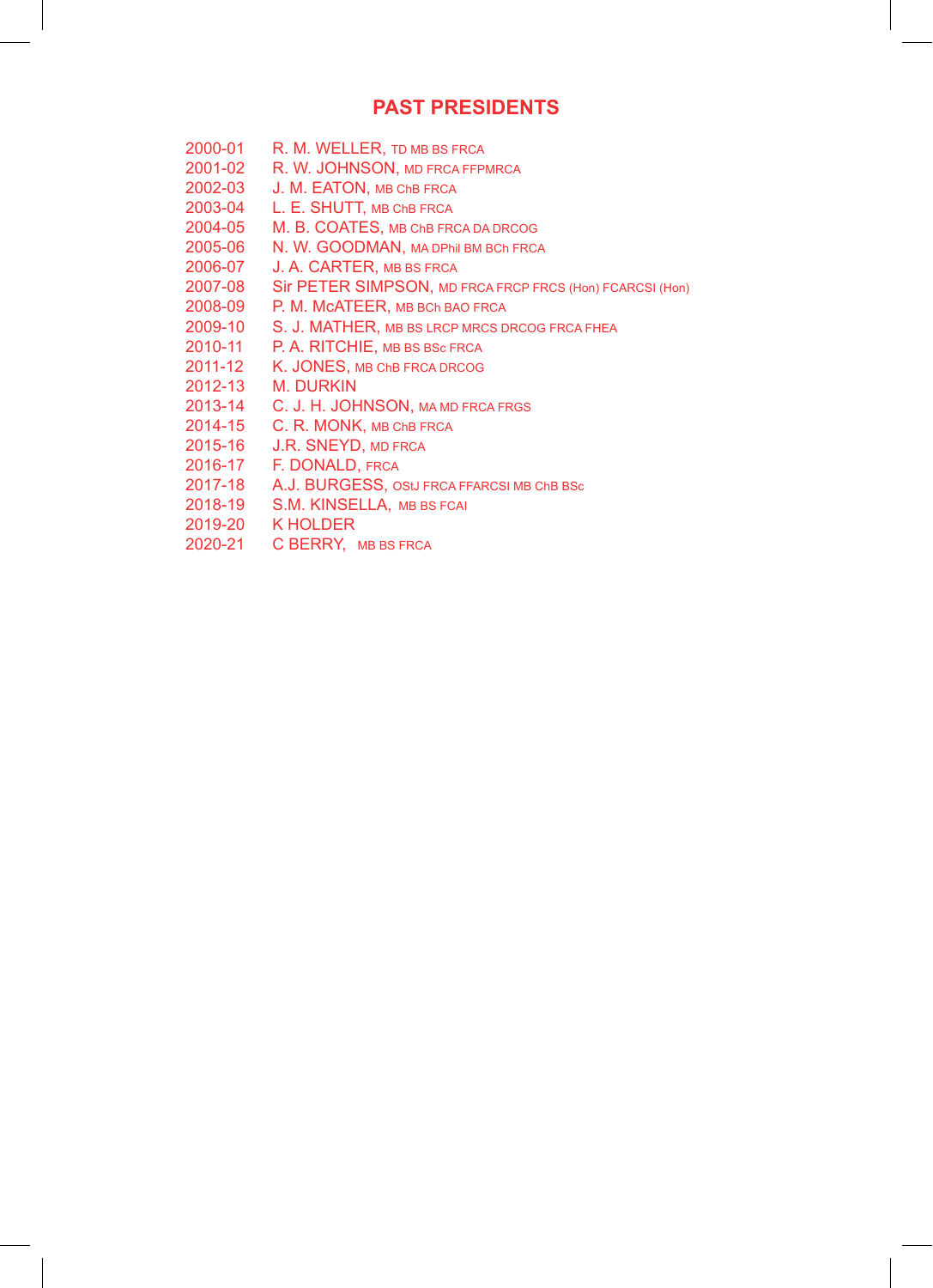## PAST PRESIDENTS

| | |
|---|---|
| 2000-01 | R. M. WELLER, TD MB BS FRCA |
| 2001-02 | R. W. JOHNSON, MD FRCA FFPMRCA |
| 2002-03 | J. M. EATON, MB ChB FRCA |
| 2003-04 | L. E. SHUTT, MB ChB FRCA |
| 2004-05 | M. B. COATES, MB ChB FRCA DA DRCOG |
| 2005-06 | N. W. GOODMAN, MA DPhil BM BCh FRCA |
| 2006-07 | J. A. CARTER, MB BS FRCA |
| 2007-08 | Sir PETER SIMPSON, MD FRCA FRCP FRCS (Hon) FCARCSI (Hon) |
| 2008-09 | P. M. McATEER, MB BCh BAO FRCA |
| 2009-10 | S. J. MATHER, MB BS LRCP MRCS DRCOG FRCA FHEA |
| 2010-11 | P. A. RITCHIE, MB BS BSc FRCA |
| 2011-12 | K. JONES, MB ChB FRCA DRCOG |
| 2012-13 | M. DURKIN |
| 2013-14 | C. J. H. JOHNSON, MA MD FRCA FRGS |
| 2014-15 | C. R. MONK, MB ChB FRCA |
| 2015-16 | J.R. SNEYD, MD FRCA |
| 2016-17 | F. DONALD, FRCA |
| 2017-18 | A.J. BURGESS, OStJ FRCA FFARCSI MB ChB BSc |
| 2018-19 | S.M. KINSELLA, MB BS FCAI |
| 2019-20 | K HOLDER |
| 2020-21 | C BERRY, MB BS FRCA |